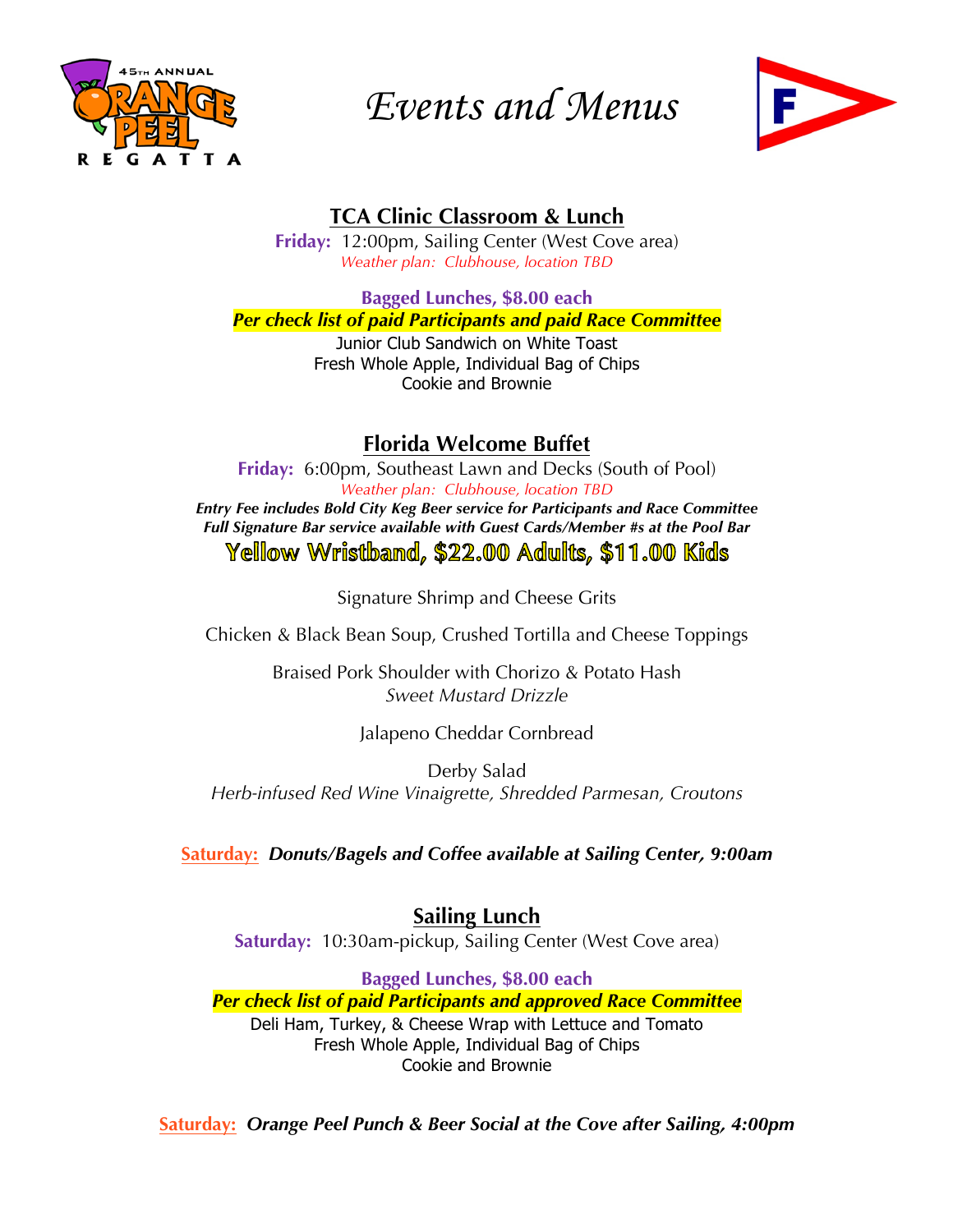45TH ANNUAL ORANGE PEEL REGATTA

# Events and Menus

## TCA Clinic Classroom & Lunch

**Friday:** 12:00pm, Sailing Center (West Cove area)
*Weather plan: Clubhouse, location TBD*

**Bagged Lunches, $8.00 each**
***Per check list of paid Participants and paid Race Committee***

Junior Club Sandwich on White Toast
Fresh Whole Apple, Individual Bag of Chips
Cookie and Brownie

## Florida Welcome Buffet

**Friday:** 6:00pm, Southeast Lawn and Decks (South of Pool)
*Weather plan: Clubhouse, location TBD*
***Entry Fee includes Bold City Keg Beer service for Participants and Race Committee***
***Full Signature Bar service available with Guest Cards/Member #s at the Pool Bar***

**Yellow Wristband, $22.00 Adults, $11.00 Kids**

Signature Shrimp and Cheese Grits

Chicken & Black Bean Soup, Crushed Tortilla and Cheese Toppings

Braised Pork Shoulder with Chorizo & Potato Hash
*Sweet Mustard Drizzle*

Jalapeno Cheddar Cornbread

Derby Salad
*Herb-infused Red Wine Vinaigrette, Shredded Parmesan, Croutons*

**Saturday:** ***Donuts/Bagels and Coffee available at Sailing Center, 9:00am***

## Sailing Lunch

**Saturday:** 10:30am-pickup, Sailing Center (West Cove area)

**Bagged Lunches, $8.00 each**
***Per check list of paid Participants and approved Race Committee***

Deli Ham, Turkey, & Cheese Wrap with Lettuce and Tomato
Fresh Whole Apple, Individual Bag of Chips
Cookie and Brownie

**Saturday:** ***Orange Peel Punch & Beer Social at the Cove after Sailing, 4:00pm***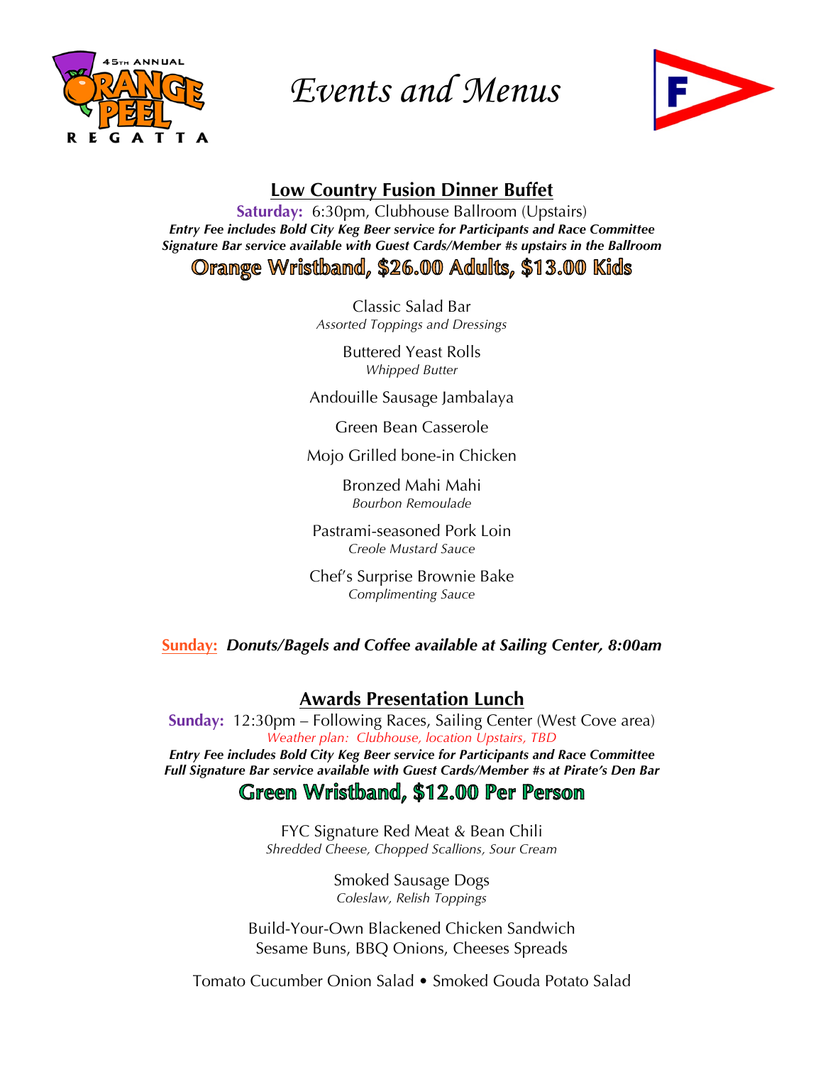# Events and Menus

## Low Country Fusion Dinner Buffet

**Saturday:** 6:30pm, Clubhouse Ballroom (Upstairs)

***Entry Fee includes Bold City Keg Beer service for Participants and Race Committee***
***Signature Bar service available with Guest Cards/Member #s upstairs in the Ballroom***

### Orange Wristband, $26.00 Adults, $13.00 Kids

Classic Salad Bar
*Assorted Toppings and Dressings*

Buttered Yeast Rolls
*Whipped Butter*

Andouille Sausage Jambalaya

Green Bean Casserole

Mojo Grilled bone-in Chicken

Bronzed Mahi Mahi
*Bourbon Remoulade*

Pastrami-seasoned Pork Loin
*Creole Mustard Sauce*

Chef's Surprise Brownie Bake
*Complimenting Sauce*

**Sunday:** ***Donuts/Bagels and Coffee available at Sailing Center, 8:00am***

## Awards Presentation Lunch

**Sunday:** 12:30pm – Following Races, Sailing Center (West Cove area)

*Weather plan: Clubhouse, location Upstairs, TBD*

***Entry Fee includes Bold City Keg Beer service for Participants and Race Committee***
***Full Signature Bar service available with Guest Cards/Member #s at Pirate's Den Bar***

### Green Wristband, $12.00 Per Person

FYC Signature Red Meat & Bean Chili
*Shredded Cheese, Chopped Scallions, Sour Cream*

Smoked Sausage Dogs
*Coleslaw, Relish Toppings*

Build-Your-Own Blackened Chicken Sandwich
Sesame Buns, BBQ Onions, Cheeses Spreads

Tomato Cucumber Onion Salad • Smoked Gouda Potato Salad